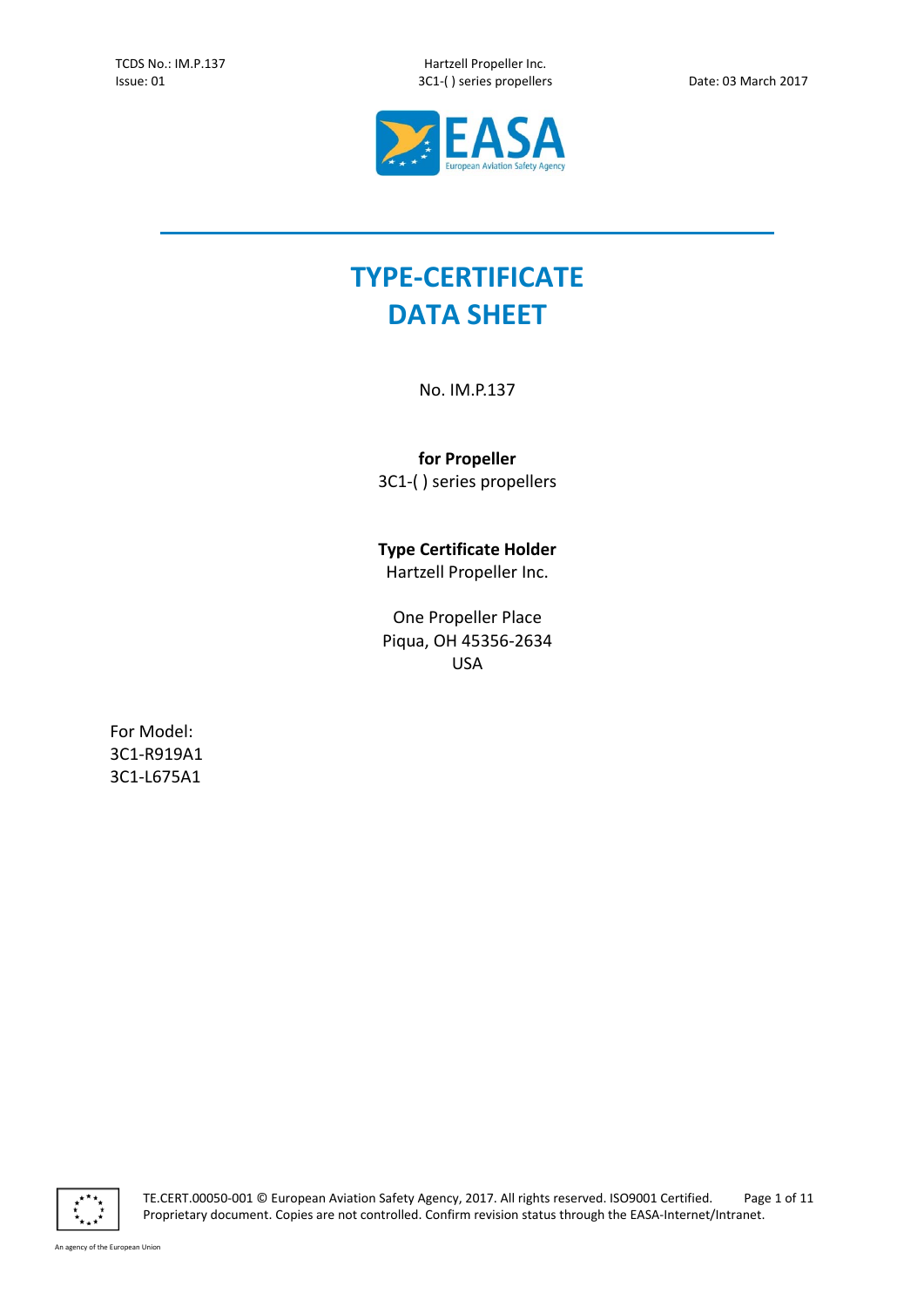# TYPE-CERTIFICATE DATA SHEET

No. IM.P.137

**for Propeller**
3C1-( ) series propellers

**Type Certificate Holder**
Hartzell Propeller Inc.

One Propeller Place
Piqua, OH 45356-2634
USA

For Model:
3C1-R919A1
3C1-L675A1

TE.CERT.00050-001 © European Aviation Safety Agency, 2017. All rights reserved. ISO9001 Certified.
Proprietary document. Copies are not controlled. Confirm revision status through the EASA-Internet/Intranet.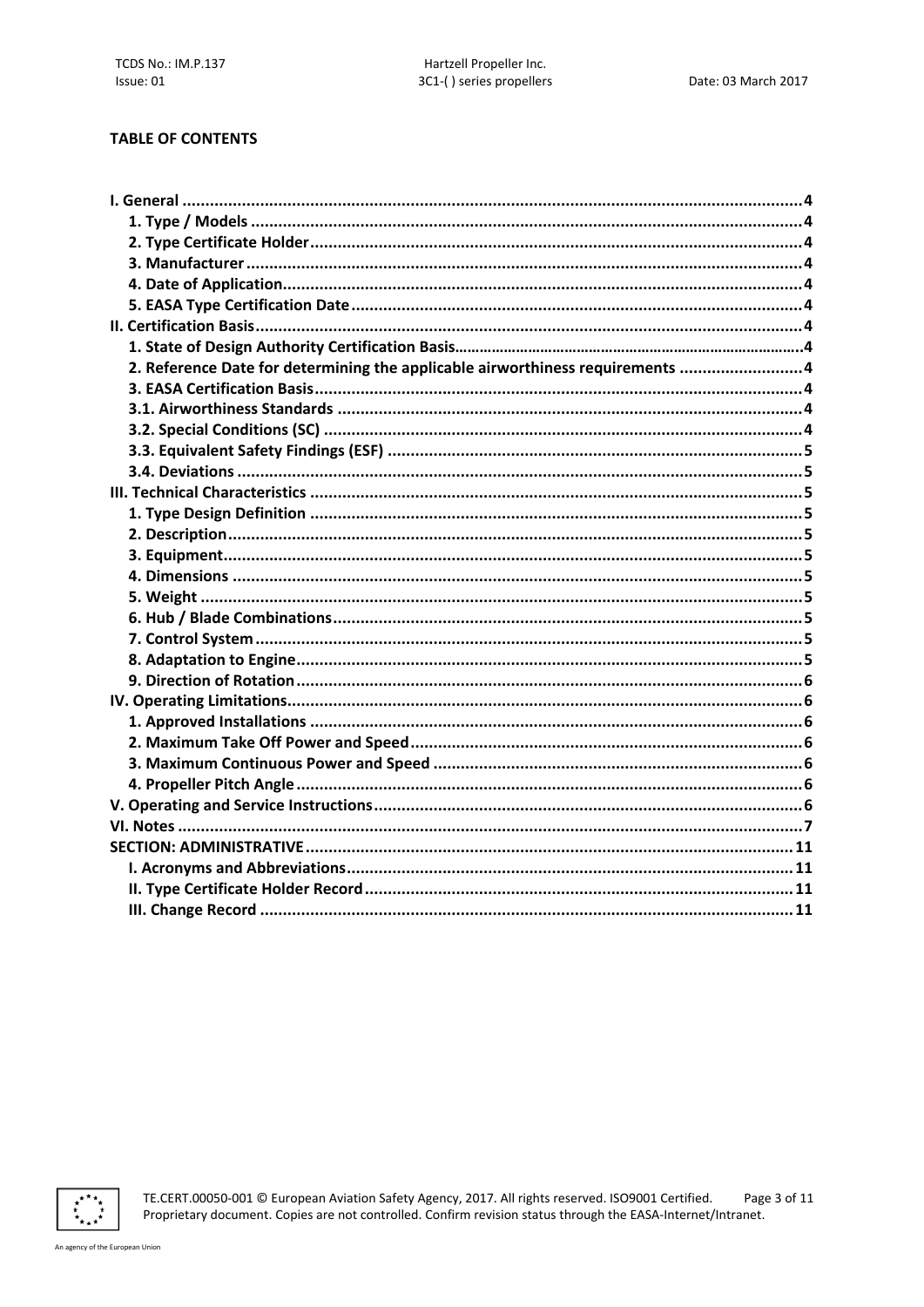**TABLE OF CONTENTS**

- **I. General** ... 4
  - **1. Type / Models** ... 4
  - **2. Type Certificate Holder** ... 4
  - **3. Manufacturer** ... 4
  - **4. Date of Application** ... 4
  - **5. EASA Type Certification Date** ... 4
- **II. Certification Basis** ... 4
  - **1. State of Design Authority Certification Basis** ... 4
  - **2. Reference Date for determining the applicable airworthiness requirements** ... 4
  - **3. EASA Certification Basis** ... 4
  - **3.1. Airworthiness Standards** ... 4
  - **3.2. Special Conditions (SC)** ... 4
  - **3.3. Equivalent Safety Findings (ESF)** ... 5
  - **3.4. Deviations** ... 5
- **III. Technical Characteristics** ... 5
  - **1. Type Design Definition** ... 5
  - **2. Description** ... 5
  - **3. Equipment** ... 5
  - **4. Dimensions** ... 5
  - **5. Weight** ... 5
  - **6. Hub / Blade Combinations** ... 5
  - **7. Control System** ... 5
  - **8. Adaptation to Engine** ... 5
  - **9. Direction of Rotation** ... 6
- **IV. Operating Limitations** ... 6
  - **1. Approved Installations** ... 6
  - **2. Maximum Take Off Power and Speed** ... 6
  - **3. Maximum Continuous Power and Speed** ... 6
  - **4. Propeller Pitch Angle** ... 6
- **V. Operating and Service Instructions** ... 6
- **VI. Notes** ... 7
- **SECTION: ADMINISTRATIVE** ... 11
  - **I. Acronyms and Abbreviations** ... 11
  - **II. Type Certificate Holder Record** ... 11
  - **III. Change Record** ... 11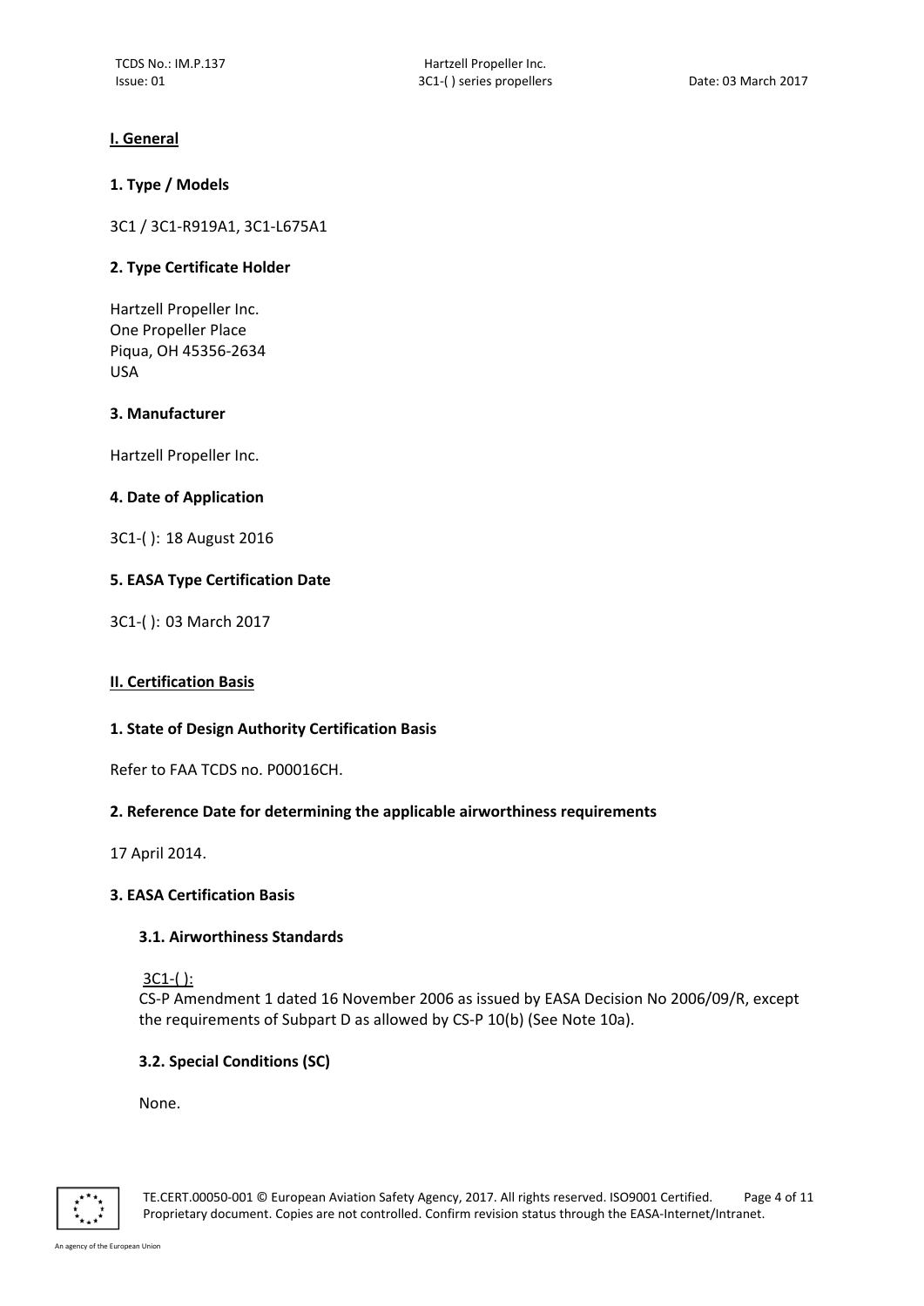## I. General

### 1. Type / Models

3C1 / 3C1-R919A1, 3C1-L675A1

### 2. Type Certificate Holder

Hartzell Propeller Inc.
One Propeller Place
Piqua, OH 45356-2634
USA

### 3. Manufacturer

Hartzell Propeller Inc.

### 4. Date of Application

3C1-( ): 18 August 2016

### 5. EASA Type Certification Date

3C1-( ): 03 March 2017

## II. Certification Basis

### 1. State of Design Authority Certification Basis

Refer to FAA TCDS no. P00016CH.

### 2. Reference Date for determining the applicable airworthiness requirements

17 April 2014.

### 3. EASA Certification Basis

#### 3.1. Airworthiness Standards

3C1-( ):
CS-P Amendment 1 dated 16 November 2006 as issued by EASA Decision No 2006/09/R, except the requirements of Subpart D as allowed by CS-P 10(b) (See Note 10a).

#### 3.2. Special Conditions (SC)

None.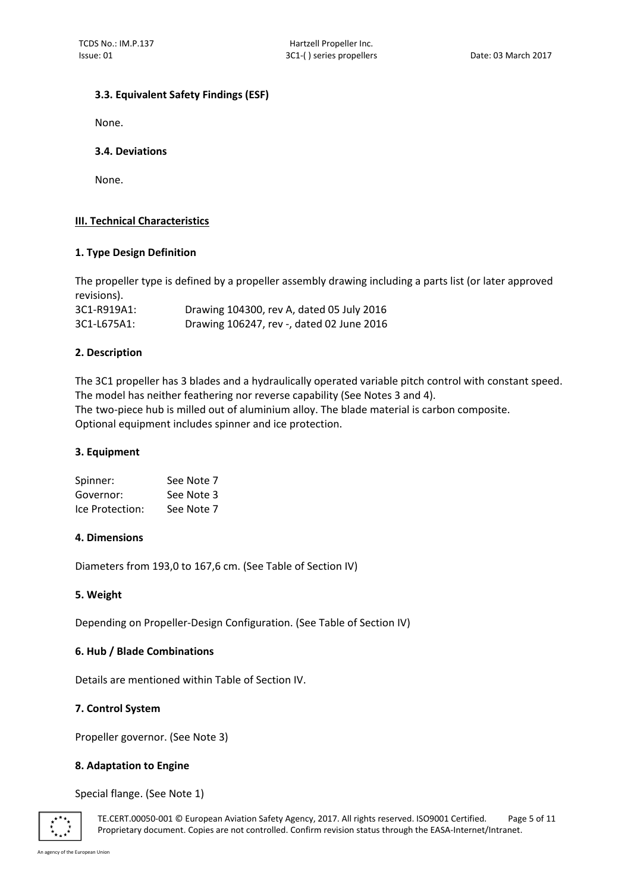### 3.3. Equivalent Safety Findings (ESF)

None.

### 3.4. Deviations

None.

## III. Technical Characteristics

### 1. Type Design Definition

The propeller type is defined by a propeller assembly drawing including a parts list (or later approved revisions).

| | |
|---|---|
| 3C1-R919A1: | Drawing 104300, rev A, dated 05 July 2016 |
| 3C1-L675A1: | Drawing 106247, rev -, dated 02 June 2016 |

### 2. Description

The 3C1 propeller has 3 blades and a hydraulically operated variable pitch control with constant speed. The model has neither feathering nor reverse capability (See Notes 3 and 4).
The two-piece hub is milled out of aluminium alloy. The blade material is carbon composite.
Optional equipment includes spinner and ice protection.

### 3. Equipment

| | |
|---|---|
| Spinner: | See Note 7 |
| Governor: | See Note 3 |
| Ice Protection: | See Note 7 |

### 4. Dimensions

Diameters from 193,0 to 167,6 cm. (See Table of Section IV)

### 5. Weight

Depending on Propeller-Design Configuration. (See Table of Section IV)

### 6. Hub / Blade Combinations

Details are mentioned within Table of Section IV.

### 7. Control System

Propeller governor. (See Note 3)

### 8. Adaptation to Engine

Special flange. (See Note 1)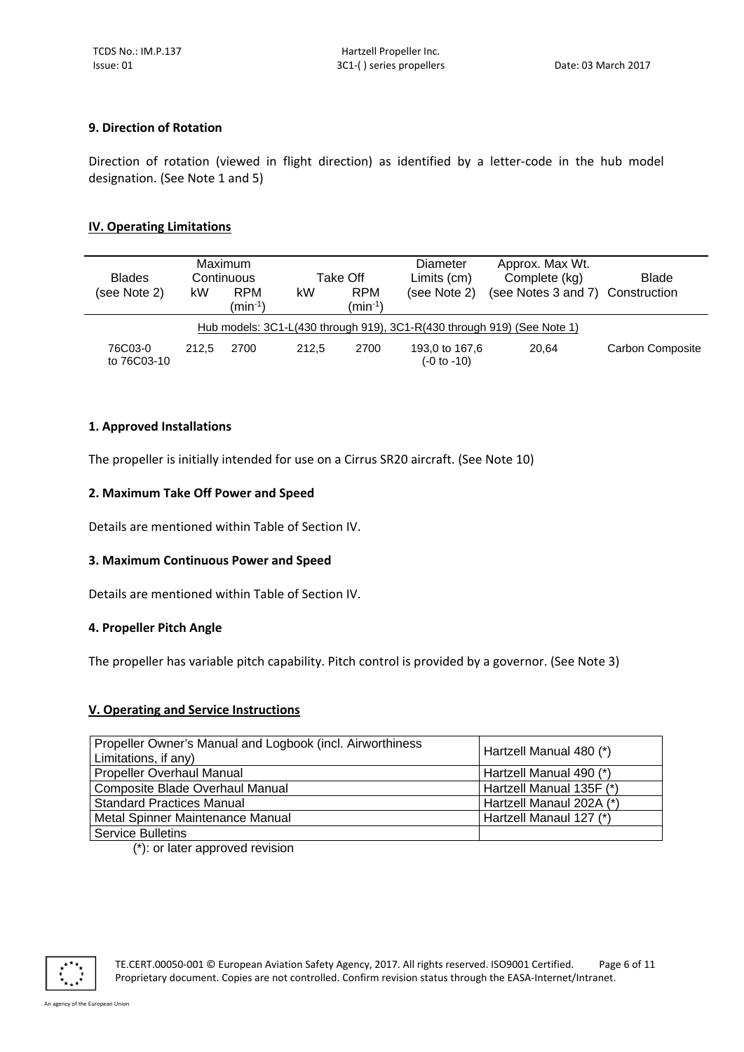### 9. Direction of Rotation

Direction of rotation (viewed in flight direction) as identified by a letter-code in the hub model designation. (See Note 1 and 5)

## IV. Operating Limitations

| Blades (see Note 2) | Maximum Continuous | | Take Off | | Diameter Limits (cm) (see Note 2) | Approx. Max Wt. Complete (kg) (see Notes 3 and 7) | Blade Construction |
|---|---|---|---|---|---|---|---|
| | kW | RPM ($min^{-1}$) | kW | RPM ($min^{-1}$) | | | |
| Hub models: 3C1-L(430 through 919), 3C1-R(430 through 919) (See Note 1) | | | | | | | |
| 76C03-0 to 76C03-10 | 212,5 | 2700 | 212,5 | 2700 | 193,0 to 167,6 (-0 to -10) | 20,64 | Carbon Composite |

### 1. Approved Installations

The propeller is initially intended for use on a Cirrus SR20 aircraft. (See Note 10)

### 2. Maximum Take Off Power and Speed

Details are mentioned within Table of Section IV.

### 3. Maximum Continuous Power and Speed

Details are mentioned within Table of Section IV.

### 4. Propeller Pitch Angle

The propeller has variable pitch capability. Pitch control is provided by a governor. (See Note 3)

## V. Operating and Service Instructions

| | |
|---|---|
| Propeller Owner's Manual and Logbook (incl. Airworthiness Limitations, if any) | Hartzell Manual 480 (*) |
| Propeller Overhaul Manual | Hartzell Manual 490 (*) |
| Composite Blade Overhaul Manual | Hartzell Manual 135F (*) |
| Standard Practices Manual | Hartzell Manaul 202A (*) |
| Metal Spinner Maintenance Manual | Hartzell Manaul 127 (*) |
| Service Bulletins | |

(*): or later approved revision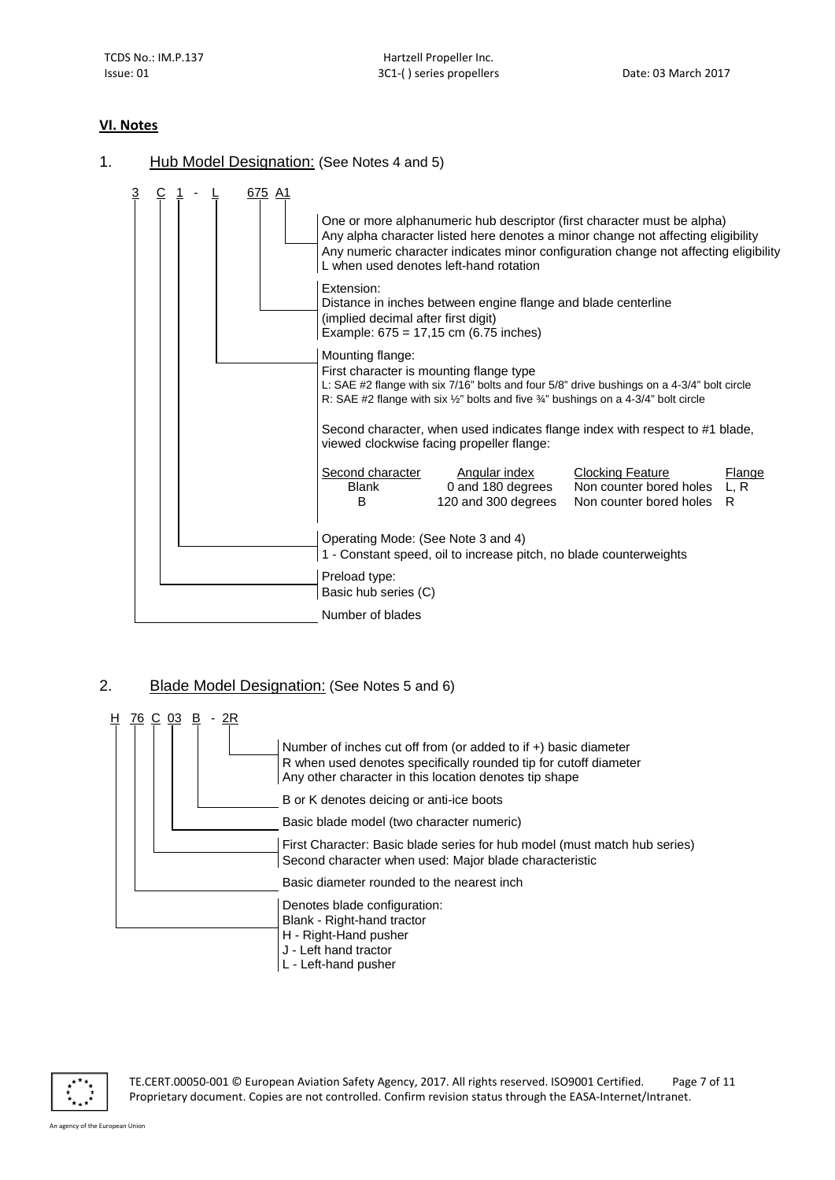## VI. Notes

1. Hub Model Designation: (See Notes 4 and 5)

```
3  C  1  -  L   675  A1
```

- **A1**: One or more alphanumeric hub descriptor (first character must be alpha)
  Any alpha character listed here denotes a minor change not affecting eligibility
  Any numeric character indicates minor configuration change not affecting eligibility
  L when used denotes left-hand rotation
- **675**: Extension:
  Distance in inches between engine flange and blade centerline
  (implied decimal after first digit)
  Example: 675 = 17,15 cm (6.75 inches)
- **L**: Mounting flange:
  First character is mounting flange type
  L: SAE #2 flange with six 7/16" bolts and four 5/8" drive bushings on a 4-3/4" bolt circle
  R: SAE #2 flange with six ½" bolts and five ¾" bushings on a 4-3/4" bolt circle

  Second character, when used indicates flange index with respect to #1 blade, viewed clockwise facing propeller flange:

| Second character | Angular index | Clocking Feature | Flange |
|---|---|---|---|
| Blank | 0 and 180 degrees | Non counter bored holes | L, R |
| B | 120 and 300 degrees | Non counter bored holes | R |

- **1**: Operating Mode: (See Note 3 and 4)
  1 - Constant speed, oil to increase pitch, no blade counterweights
- **C**: Preload type:
  Basic hub series (C)
- **3**: Number of blades

2. Blade Model Designation: (See Notes 5 and 6)

```
H  76  C  03  B  -  2R
```

- **2R**: Number of inches cut off from (or added to if +) basic diameter
  R when used denotes specifically rounded tip for cutoff diameter
  Any other character in this location denotes tip shape
- **B**: B or K denotes deicing or anti-ice boots
- **03**: Basic blade model (two character numeric)
- **C**: First Character: Basic blade series for hub model (must match hub series)
  Second character when used: Major blade characteristic
- **76**: Basic diameter rounded to the nearest inch
- **H**: Denotes blade configuration:
  Blank - Right-hand tractor
  H - Right-Hand pusher
  J - Left hand tractor
  L - Left-hand pusher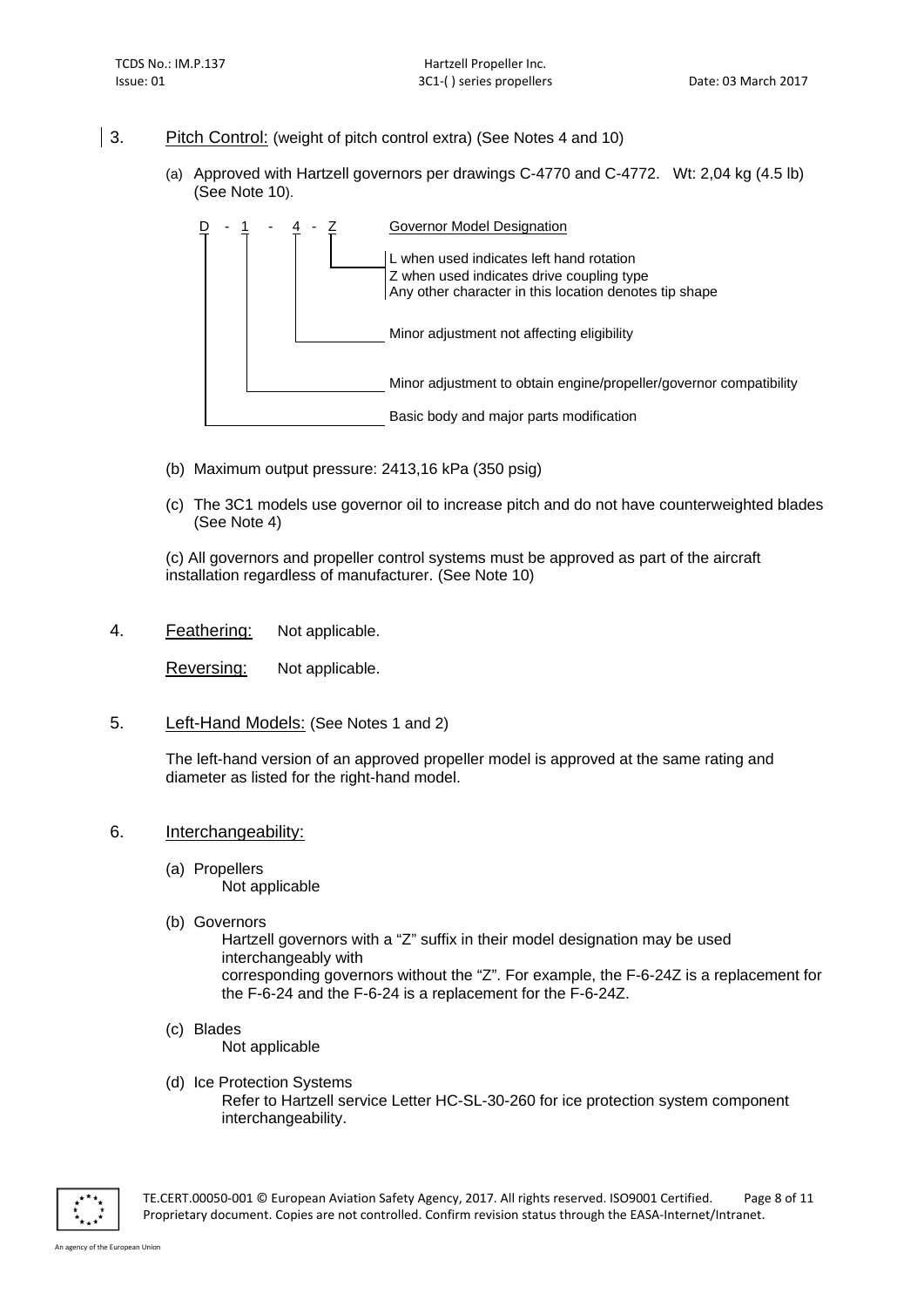3. Pitch Control: (weight of pitch control extra) (See Notes 4 and 10)

   (a) Approved with Hartzell governors per drawings C-4770 and C-4772. Wt: 2,04 kg (4.5 lb) (See Note 10).

   D - 1 - 4 - Z — Governor Model Designation

   - Z: L when used indicates left hand rotation; Z when used indicates drive coupling type; Any other character in this location denotes tip shape
   - 4: Minor adjustment not affecting eligibility
   - 1: Minor adjustment to obtain engine/propeller/governor compatibility
   - D: Basic body and major parts modification

   (b) Maximum output pressure: 2413,16 kPa (350 psig)

   (c) The 3C1 models use governor oil to increase pitch and do not have counterweighted blades (See Note 4)

   (c) All governors and propeller control systems must be approved as part of the aircraft installation regardless of manufacturer. (See Note 10)

4. Feathering: Not applicable.

   Reversing: Not applicable.

5. Left-Hand Models: (See Notes 1 and 2)

   The left-hand version of an approved propeller model is approved at the same rating and diameter as listed for the right-hand model.

6. Interchangeability:

   (a) Propellers
   Not applicable

   (b) Governors
   Hartzell governors with a "Z" suffix in their model designation may be used interchangeably with corresponding governors without the "Z". For example, the F-6-24Z is a replacement for the F-6-24 and the F-6-24 is a replacement for the F-6-24Z.

   (c) Blades
   Not applicable

   (d) Ice Protection Systems
   Refer to Hartzell service Letter HC-SL-30-260 for ice protection system component interchangeability.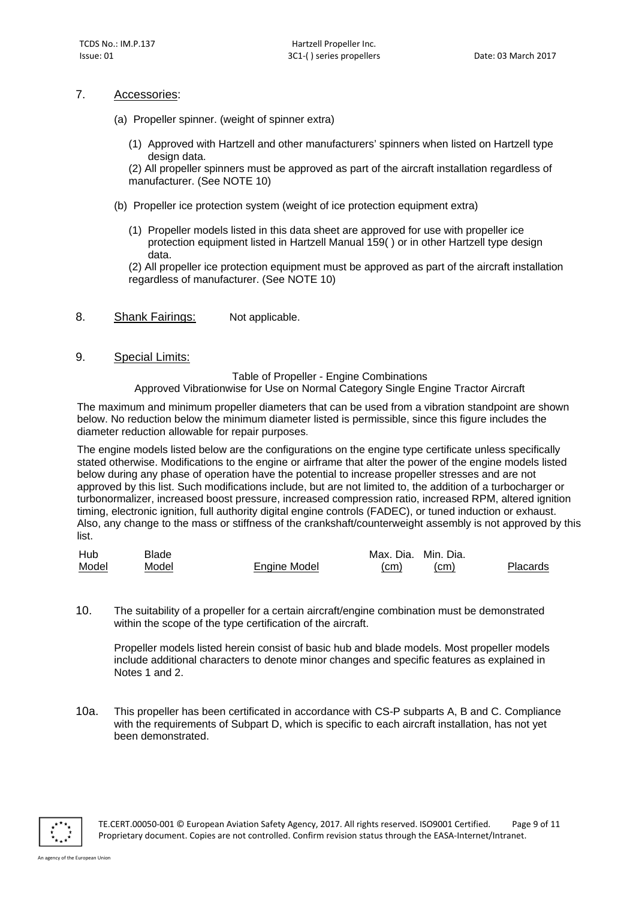7. Accessories:

(a) Propeller spinner. (weight of spinner extra)

(1) Approved with Hartzell and other manufacturers' spinners when listed on Hartzell type design data.
(2) All propeller spinners must be approved as part of the aircraft installation regardless of manufacturer. (See NOTE 10)

(b) Propeller ice protection system (weight of ice protection equipment extra)

(1) Propeller models listed in this data sheet are approved for use with propeller ice protection equipment listed in Hartzell Manual 159( ) or in other Hartzell type design data.
(2) All propeller ice protection equipment must be approved as part of the aircraft installation regardless of manufacturer. (See NOTE 10)

8. Shank Fairings: Not applicable.

9. Special Limits:

Table of Propeller - Engine Combinations
Approved Vibrationwise for Use on Normal Category Single Engine Tractor Aircraft

The maximum and minimum propeller diameters that can be used from a vibration standpoint are shown below. No reduction below the minimum diameter listed is permissible, since this figure includes the diameter reduction allowable for repair purposes.

The engine models listed below are the configurations on the engine type certificate unless specifically stated otherwise. Modifications to the engine or airframe that alter the power of the engine models listed below during any phase of operation have the potential to increase propeller stresses and are not approved by this list. Such modifications include, but are not limited to, the addition of a turbocharger or turbonormalizer, increased boost pressure, increased compression ratio, increased RPM, altered ignition timing, electronic ignition, full authority digital engine controls (FADEC), or tuned induction or exhaust. Also, any change to the mass or stiffness of the crankshaft/counterweight assembly is not approved by this list.

| Hub Model | Blade Model | Engine Model | Max. Dia. (cm) | Min. Dia. (cm) | Placards |
|---|---|---|---|---|---|

10. The suitability of a propeller for a certain aircraft/engine combination must be demonstrated within the scope of the type certification of the aircraft.

Propeller models listed herein consist of basic hub and blade models. Most propeller models include additional characters to denote minor changes and specific features as explained in Notes 1 and 2.

10a. This propeller has been certificated in accordance with CS-P subparts A, B and C. Compliance with the requirements of Subpart D, which is specific to each aircraft installation, has not yet been demonstrated.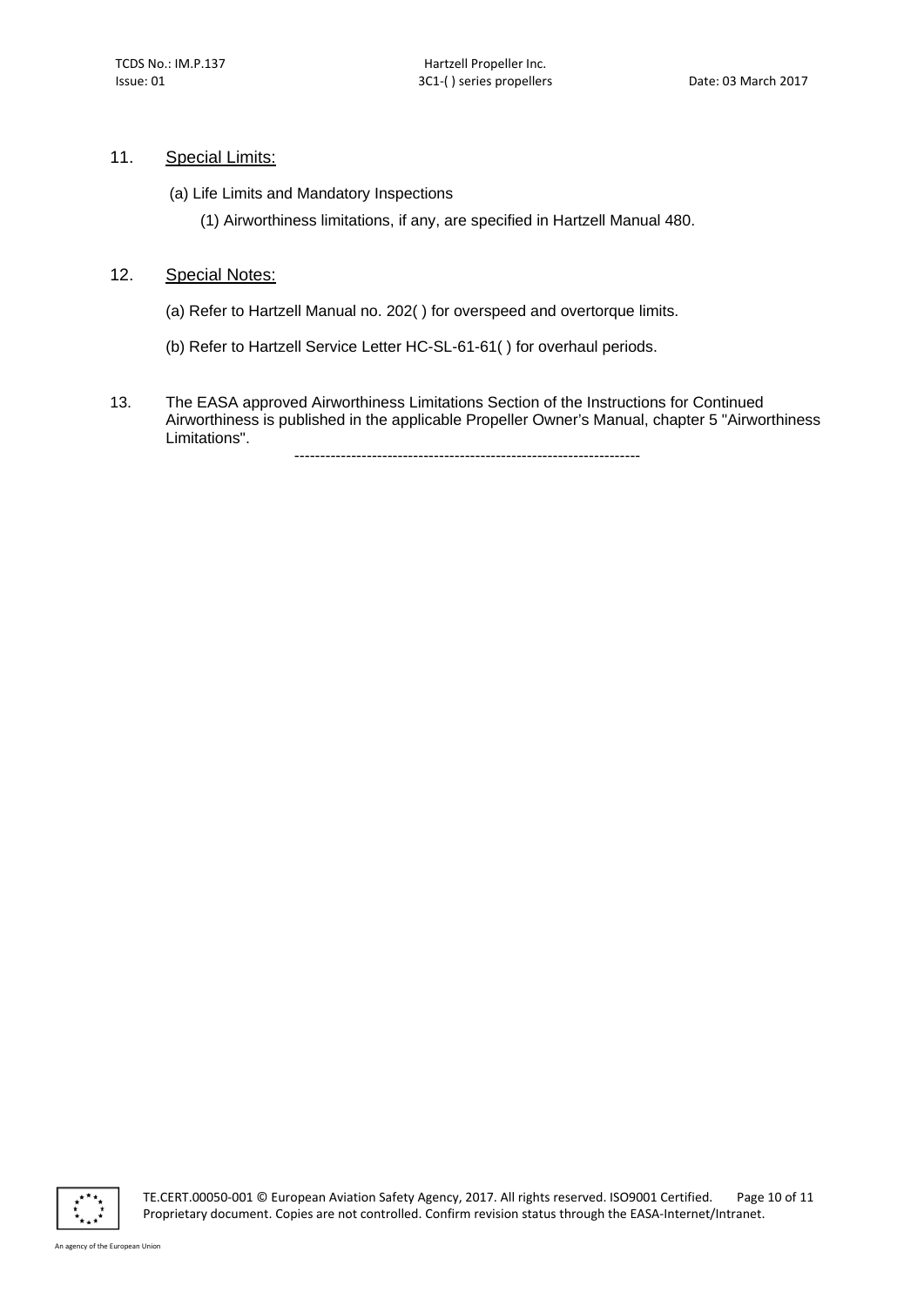11. <u>Special Limits:</u>

(a) Life Limits and Mandatory Inspections

(1) Airworthiness limitations, if any, are specified in Hartzell Manual 480.

12. <u>Special Notes:</u>

(a) Refer to Hartzell Manual no. 202( ) for overspeed and overtorque limits.

(b) Refer to Hartzell Service Letter HC-SL-61-61( ) for overhaul periods.

13. The EASA approved Airworthiness Limitations Section of the Instructions for Continued Airworthiness is published in the applicable Propeller Owner's Manual, chapter 5 "Airworthiness Limitations".

-------------------------------------------------------------------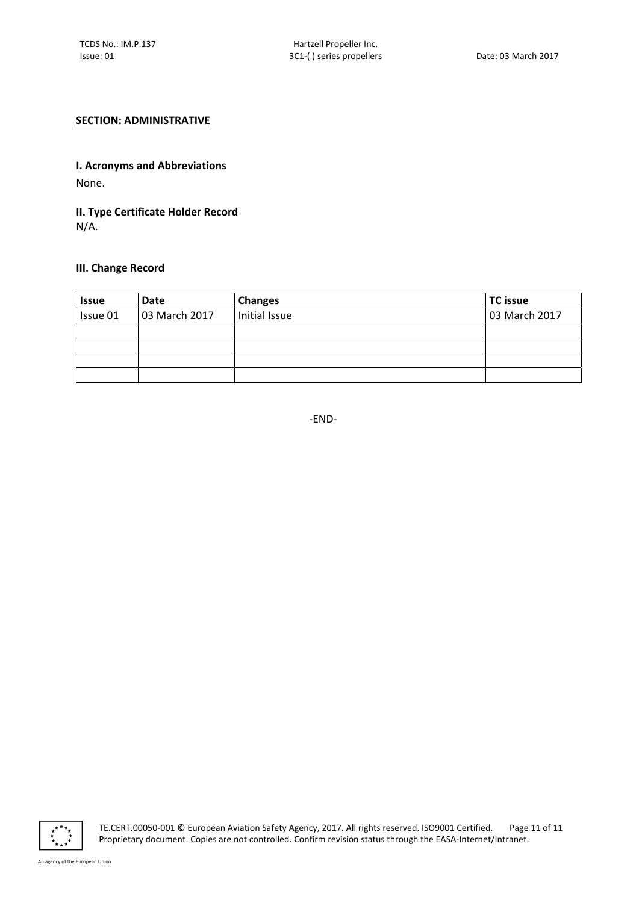**SECTION: ADMINISTRATIVE**

### I. Acronyms and Abbreviations

None.

### II. Type Certificate Holder Record

N/A.

### III. Change Record

| Issue | Date | Changes | TC issue |
|---|---|---|---|
| Issue 01 | 03 March 2017 | Initial Issue | 03 March 2017 |
| | | | |
| | | | |
| | | | |
| | | | |

-END-